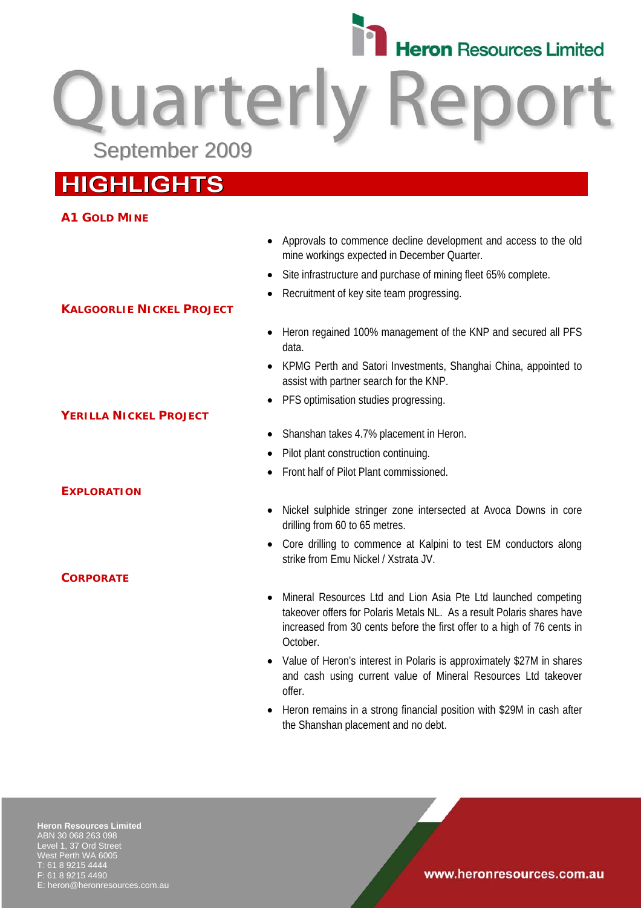# Heron Resources Limited

# Quarterly Report

September 2009

## HIGHLIGHTS

### A1 GOLD MINE

- Approvals to commence decline development and access to the old mine workings expected in December Quarter.
- Site infrastructure and purchase of mining fleet 65% complete.
- Recruitment of key site team progressing.

### KALGOORLIE NICKEL PROJECT

- Heron regained 100% management of the KNP and secured all PFS data.
- KPMG Perth and Satori Investments, Shanghai China, appointed to assist with partner search for the KNP.
- PFS optimisation studies progressing.

### YERILLA NICKEL PROJECT

- Shanshan takes 4.7% placement in Heron.
- Pilot plant construction continuing.
- Front half of Pilot Plant commissioned.

### EXPLORATION

- Nickel sulphide stringer zone intersected at Avoca Downs in core drilling from 60 to 65 metres.
- Core drilling to commence at Kalpini to test EM conductors along strike from Emu Nickel / Xstrata JV.

### CORPORATE

- Mineral Resources Ltd and Lion Asia Pte Ltd launched competing takeover offers for Polaris Metals NL. As a result Polaris shares have increased from 30 cents before the first offer to a high of 76 cents in October.
- Value of Heron's interest in Polaris is approximately $27M in shares and cash using current value of Mineral Resources Ltd takeover offer.
- Heron remains in a strong financial position with $29M in cash after the Shanshan placement and no debt.

**Heron Resources Limited**
ABN 30 068 263 098
Level 1, 37 Ord Street
West Perth WA 6005
T: 61 8 9215 4444
F: 61 8 9215 4490
E: heron@heronresources.com.au

www.heronresources.com.au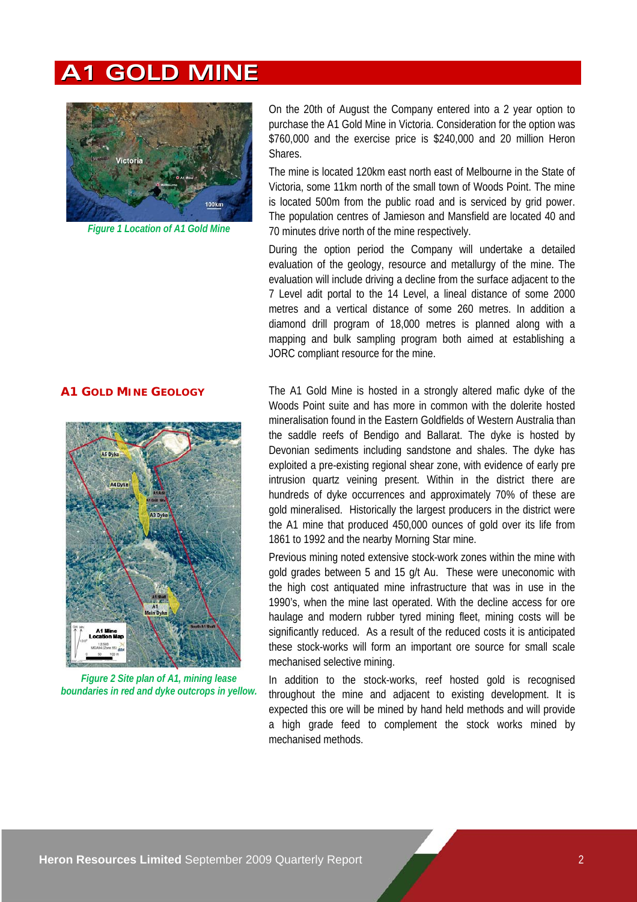# A1 GOLD MINE

*Figure 1 Location of A1 Gold Mine*

On the 20th of August the Company entered into a 2 year option to purchase the A1 Gold Mine in Victoria. Consideration for the option was $760,000 and the exercise price is $240,000 and 20 million Heron Shares.

The mine is located 120km east north east of Melbourne in the State of Victoria, some 11km north of the small town of Woods Point. The mine is located 500m from the public road and is serviced by grid power. The population centres of Jamieson and Mansfield are located 40 and 70 minutes drive north of the mine respectively.

During the option period the Company will undertake a detailed evaluation of the geology, resource and metallurgy of the mine. The evaluation will include driving a decline from the surface adjacent to the 7 Level adit portal to the 14 Level, a lineal distance of some 2000 metres and a vertical distance of some 260 metres. In addition a diamond drill program of 18,000 metres is planned along with a mapping and bulk sampling program both aimed at establishing a JORC compliant resource for the mine.

## A1 GOLD MINE GEOLOGY

*Figure 2 Site plan of A1, mining lease boundaries in red and dyke outcrops in yellow.*

The A1 Gold Mine is hosted in a strongly altered mafic dyke of the Woods Point suite and has more in common with the dolerite hosted mineralisation found in the Eastern Goldfields of Western Australia than the saddle reefs of Bendigo and Ballarat. The dyke is hosted by Devonian sediments including sandstone and shales. The dyke has exploited a pre-existing regional shear zone, with evidence of early pre intrusion quartz veining present. Within in the district there are hundreds of dyke occurrences and approximately 70% of these are gold mineralised. Historically the largest producers in the district were the A1 mine that produced 450,000 ounces of gold over its life from 1861 to 1992 and the nearby Morning Star mine.

Previous mining noted extensive stock-work zones within the mine with gold grades between 5 and 15 g/t Au. These were uneconomic with the high cost antiquated mine infrastructure that was in use in the 1990's, when the mine last operated. With the decline access for ore haulage and modern rubber tyred mining fleet, mining costs will be significantly reduced. As a result of the reduced costs it is anticipated these stock-works will form an important ore source for small scale mechanised selective mining.

In addition to the stock-works, reef hosted gold is recognised throughout the mine and adjacent to existing development. It is expected this ore will be mined by hand held methods and will provide a high grade feed to complement the stock works mined by mechanised methods.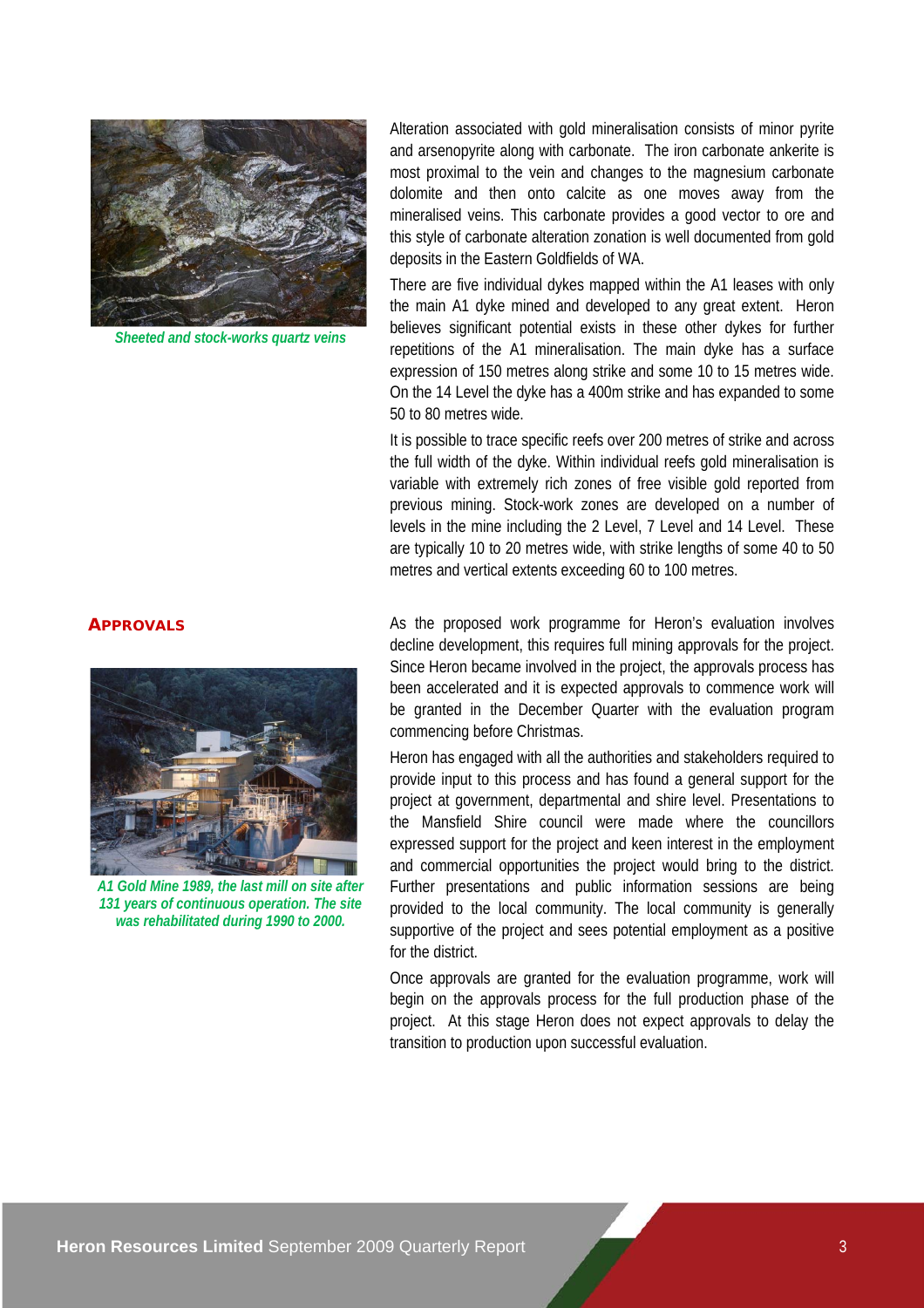*Sheeted and stock-works quartz veins*

Alteration associated with gold mineralisation consists of minor pyrite and arsenopyrite along with carbonate. The iron carbonate ankerite is most proximal to the vein and changes to the magnesium carbonate dolomite and then onto calcite as one moves away from the mineralised veins. This carbonate provides a good vector to ore and this style of carbonate alteration zonation is well documented from gold deposits in the Eastern Goldfields of WA.

There are five individual dykes mapped within the A1 leases with only the main A1 dyke mined and developed to any great extent. Heron believes significant potential exists in these other dykes for further repetitions of the A1 mineralisation. The main dyke has a surface expression of 150 metres along strike and some 10 to 15 metres wide. On the 14 Level the dyke has a 400m strike and has expanded to some 50 to 80 metres wide.

It is possible to trace specific reefs over 200 metres of strike and across the full width of the dyke. Within individual reefs gold mineralisation is variable with extremely rich zones of free visible gold reported from previous mining. Stock-work zones are developed on a number of levels in the mine including the 2 Level, 7 Level and 14 Level. These are typically 10 to 20 metres wide, with strike lengths of some 40 to 50 metres and vertical extents exceeding 60 to 100 metres.

## APPROVALS

As the proposed work programme for Heron's evaluation involves decline development, this requires full mining approvals for the project. Since Heron became involved in the project, the approvals process has been accelerated and it is expected approvals to commence work will be granted in the December Quarter with the evaluation program commencing before Christmas.

Heron has engaged with all the authorities and stakeholders required to provide input to this process and has found a general support for the project at government, departmental and shire level. Presentations to the Mansfield Shire council were made where the councillors expressed support for the project and keen interest in the employment and commercial opportunities the project would bring to the district. Further presentations and public information sessions are being provided to the local community. The local community is generally supportive of the project and sees potential employment as a positive for the district.

*A1 Gold Mine 1989, the last mill on site after 131 years of continuous operation. The site was rehabilitated during 1990 to 2000.*

Once approvals are granted for the evaluation programme, work will begin on the approvals process for the full production phase of the project. At this stage Heron does not expect approvals to delay the transition to production upon successful evaluation.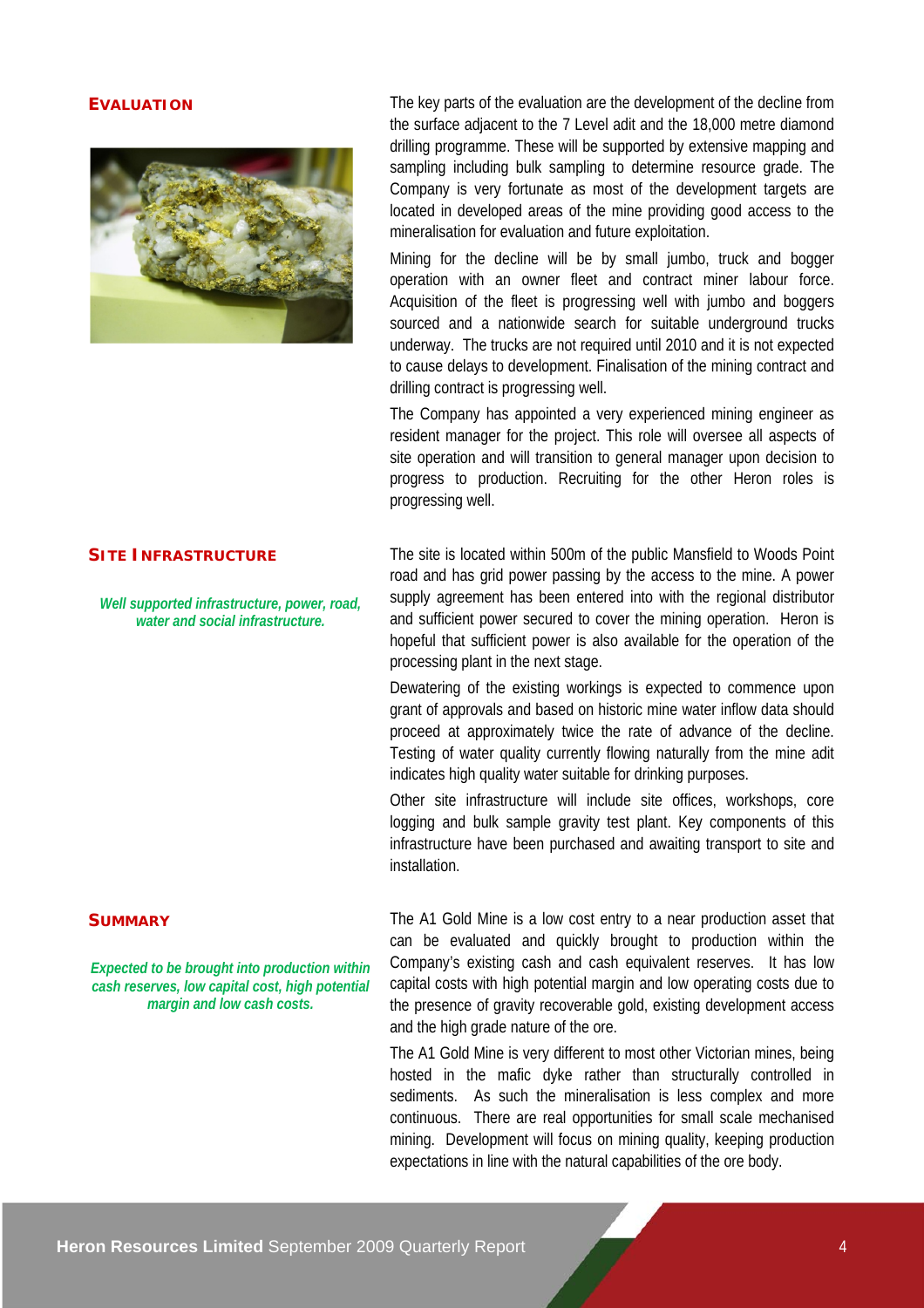## EVALUATION

The key parts of the evaluation are the development of the decline from the surface adjacent to the 7 Level adit and the 18,000 metre diamond drilling programme. These will be supported by extensive mapping and sampling including bulk sampling to determine resource grade. The Company is very fortunate as most of the development targets are located in developed areas of the mine providing good access to the mineralisation for evaluation and future exploitation.

Mining for the decline will be by small jumbo, truck and bogger operation with an owner fleet and contract miner labour force. Acquisition of the fleet is progressing well with jumbo and boggers sourced and a nationwide search for suitable underground trucks underway. The trucks are not required until 2010 and it is not expected to cause delays to development. Finalisation of the mining contract and drilling contract is progressing well.

The Company has appointed a very experienced mining engineer as resident manager for the project. This role will oversee all aspects of site operation and will transition to general manager upon decision to progress to production. Recruiting for the other Heron roles is progressing well.

## SITE INFRASTRUCTURE

*Well supported infrastructure, power, road, water and social infrastructure.*

The site is located within 500m of the public Mansfield to Woods Point road and has grid power passing by the access to the mine. A power supply agreement has been entered into with the regional distributor and sufficient power secured to cover the mining operation. Heron is hopeful that sufficient power is also available for the operation of the processing plant in the next stage.

Dewatering of the existing workings is expected to commence upon grant of approvals and based on historic mine water inflow data should proceed at approximately twice the rate of advance of the decline. Testing of water quality currently flowing naturally from the mine adit indicates high quality water suitable for drinking purposes.

Other site infrastructure will include site offices, workshops, core logging and bulk sample gravity test plant. Key components of this infrastructure have been purchased and awaiting transport to site and installation.

## SUMMARY

*Expected to be brought into production within cash reserves, low capital cost, high potential margin and low cash costs.*

The A1 Gold Mine is a low cost entry to a near production asset that can be evaluated and quickly brought to production within the Company's existing cash and cash equivalent reserves. It has low capital costs with high potential margin and low operating costs due to the presence of gravity recoverable gold, existing development access and the high grade nature of the ore.

The A1 Gold Mine is very different to most other Victorian mines, being hosted in the mafic dyke rather than structurally controlled in sediments. As such the mineralisation is less complex and more continuous. There are real opportunities for small scale mechanised mining. Development will focus on mining quality, keeping production expectations in line with the natural capabilities of the ore body.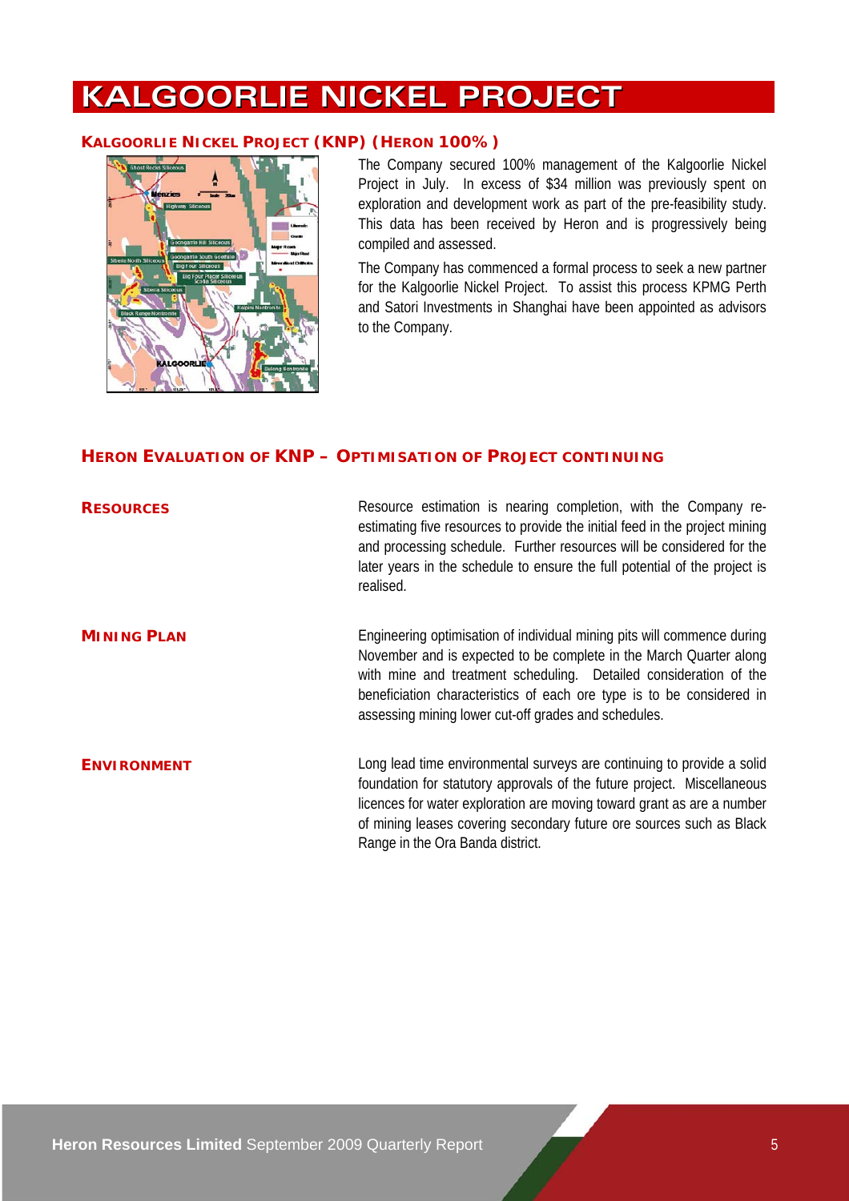# KALGOORLIE NICKEL PROJECT

### KALGOORLIE NICKEL PROJECT (KNP) (HERON 100%)

The Company secured 100% management of the Kalgoorlie Nickel Project in July. In excess of $34 million was previously spent on exploration and development work as part of the pre-feasibility study. This data has been received by Heron and is progressively being compiled and assessed.

The Company has commenced a formal process to seek a new partner for the Kalgoorlie Nickel Project. To assist this process KPMG Perth and Satori Investments in Shanghai have been appointed as advisors to the Company.

### HERON EVALUATION OF KNP – OPTIMISATION OF PROJECT CONTINUING

**RESOURCES**

Resource estimation is nearing completion, with the Company re-estimating five resources to provide the initial feed in the project mining and processing schedule. Further resources will be considered for the later years in the schedule to ensure the full potential of the project is realised.

**MINING PLAN**

Engineering optimisation of individual mining pits will commence during November and is expected to be complete in the March Quarter along with mine and treatment scheduling. Detailed consideration of the beneficiation characteristics of each ore type is to be considered in assessing mining lower cut-off grades and schedules.

**ENVIRONMENT**

Long lead time environmental surveys are continuing to provide a solid foundation for statutory approvals of the future project. Miscellaneous licences for water exploration are moving toward grant as are a number of mining leases covering secondary future ore sources such as Black Range in the Ora Banda district.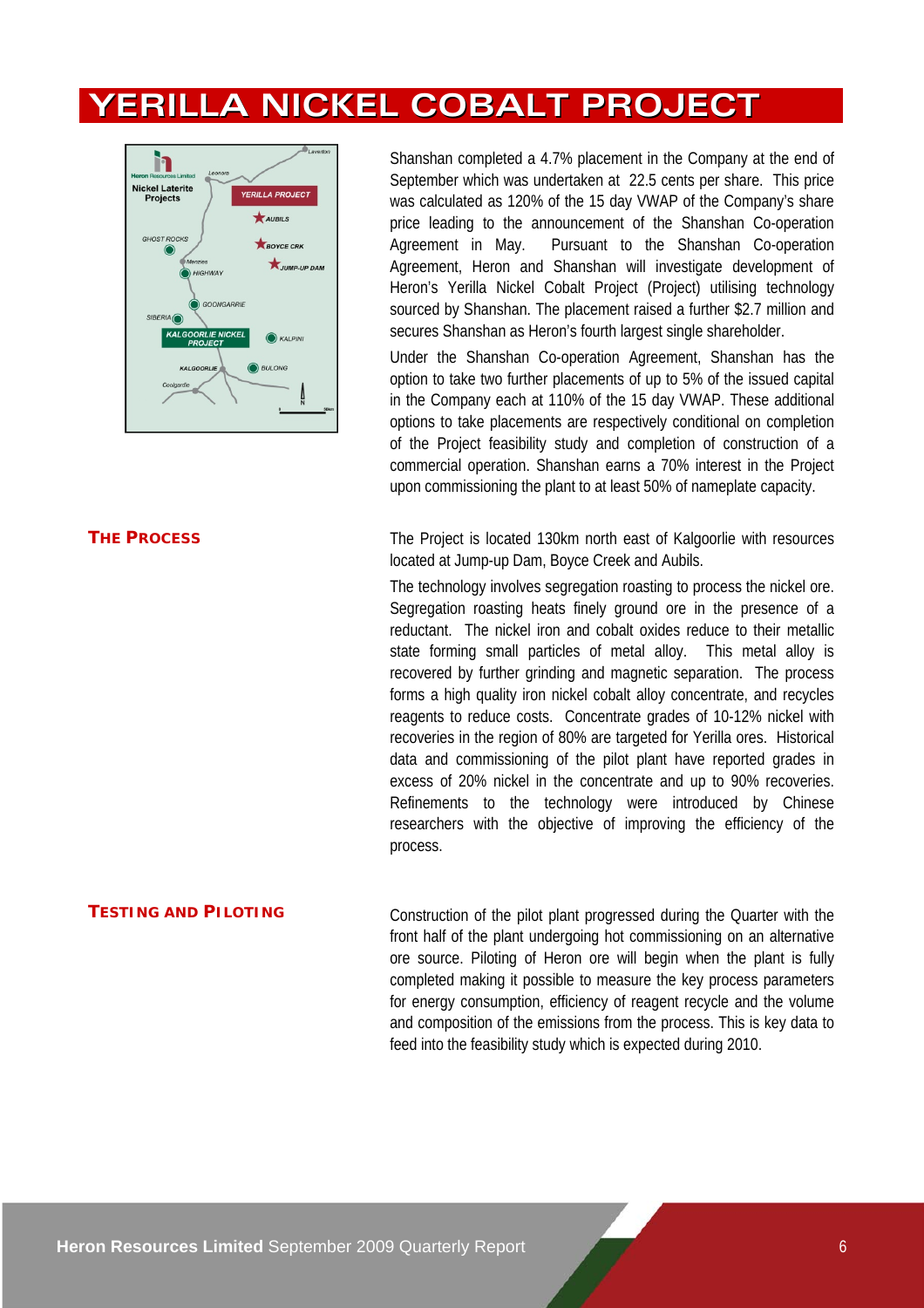# YERILLA NICKEL COBALT PROJECT

Shanshan completed a 4.7% placement in the Company at the end of September which was undertaken at 22.5 cents per share. This price was calculated as 120% of the 15 day VWAP of the Company's share price leading to the announcement of the Shanshan Co-operation Agreement in May. Pursuant to the Shanshan Co-operation Agreement, Heron and Shanshan will investigate development of Heron's Yerilla Nickel Cobalt Project (Project) utilising technology sourced by Shanshan. The placement raised a further $2.7 million and secures Shanshan as Heron's fourth largest single shareholder.

Under the Shanshan Co-operation Agreement, Shanshan has the option to take two further placements of up to 5% of the issued capital in the Company each at 110% of the 15 day VWAP. These additional options to take placements are respectively conditional on completion of the Project feasibility study and completion of construction of a commercial operation. Shanshan earns a 70% interest in the Project upon commissioning the plant to at least 50% of nameplate capacity.

## THE PROCESS

The Project is located 130km north east of Kalgoorlie with resources located at Jump-up Dam, Boyce Creek and Aubils.

The technology involves segregation roasting to process the nickel ore. Segregation roasting heats finely ground ore in the presence of a reductant. The nickel iron and cobalt oxides reduce to their metallic state forming small particles of metal alloy. This metal alloy is recovered by further grinding and magnetic separation. The process forms a high quality iron nickel cobalt alloy concentrate, and recycles reagents to reduce costs. Concentrate grades of 10-12% nickel with recoveries in the region of 80% are targeted for Yerilla ores. Historical data and commissioning of the pilot plant have reported grades in excess of 20% nickel in the concentrate and up to 90% recoveries. Refinements to the technology were introduced by Chinese researchers with the objective of improving the efficiency of the process.

## TESTING AND PILOTING

Construction of the pilot plant progressed during the Quarter with the front half of the plant undergoing hot commissioning on an alternative ore source. Piloting of Heron ore will begin when the plant is fully completed making it possible to measure the key process parameters for energy consumption, efficiency of reagent recycle and the volume and composition of the emissions from the process. This is key data to feed into the feasibility study which is expected during 2010.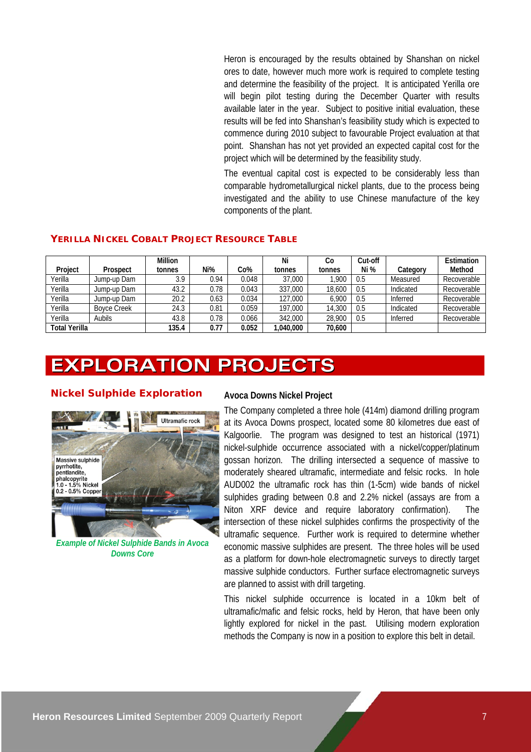Heron is encouraged by the results obtained by Shanshan on nickel ores to date, however much more work is required to complete testing and determine the feasibility of the project. It is anticipated Yerilla ore will begin pilot testing during the December Quarter with results available later in the year. Subject to positive initial evaluation, these results will be fed into Shanshan's feasibility study which is expected to commence during 2010 subject to favourable Project evaluation at that point. Shanshan has not yet provided an expected capital cost for the project which will be determined by the feasibility study.

The eventual capital cost is expected to be considerably less than comparable hydrometallurgical nickel plants, due to the process being investigated and the ability to use Chinese manufacture of the key components of the plant.

### YERILLA NICKEL COBALT PROJECT RESOURCE TABLE

| Project | Prospect | Million tonnes | Ni% | Co% | Ni tonnes | Co tonnes | Cut-off Ni % | Category | Estimation Method |
|---|---|---|---|---|---|---|---|---|---|
| Yerilla | Jump-up Dam | 3.9 | 0.94 | 0.048 | 37,000 | 1,900 | 0.5 | Measured | Recoverable |
| Yerilla | Jump-up Dam | 43.2 | 0.78 | 0.043 | 337,000 | 18,600 | 0.5 | Indicated | Recoverable |
| Yerilla | Jump-up Dam | 20.2 | 0.63 | 0.034 | 127,000 | 6,900 | 0.5 | Inferred | Recoverable |
| Yerilla | Boyce Creek | 24.3 | 0.81 | 0.059 | 197,000 | 14,300 | 0.5 | Indicated | Recoverable |
| Yerilla | Aubils | 43.8 | 0.78 | 0.066 | 342,000 | 28,900 | 0.5 | Inferred | Recoverable |
| **Total Yerilla** | | **135.4** | **0.77** | **0.052** | **1,040,000** | **70,600** | | | |

# EXPLORATION PROJECTS

## Nickel Sulphide Exploration

Ultramafic rock

Massive sulphide pyrrhotite, pentlandite, phalcopyrite 1.0 - 1.5% Nickel 0.2 - 0.5% Copper

*Example of Nickel Sulphide Bands in Avoca Downs Core*

### Avoca Downs Nickel Project

The Company completed a three hole (414m) diamond drilling program at its Avoca Downs prospect, located some 80 kilometres due east of Kalgoorlie. The program was designed to test an historical (1971) nickel-sulphide occurrence associated with a nickel/copper/platinum gossan horizon. The drilling intersected a sequence of massive to moderately sheared ultramafic, intermediate and felsic rocks. In hole AUD002 the ultramafic rock has thin (1-5cm) wide bands of nickel sulphides grading between 0.8 and 2.2% nickel (assays are from a Niton XRF device and require laboratory confirmation). The intersection of these nickel sulphides confirms the prospectivity of the ultramafic sequence. Further work is required to determine whether economic massive sulphides are present. The three holes will be used as a platform for down-hole electromagnetic surveys to directly target massive sulphide conductors. Further surface electromagnetic surveys are planned to assist with drill targeting.

This nickel sulphide occurrence is located in a 10km belt of ultramafic/mafic and felsic rocks, held by Heron, that have been only lightly explored for nickel in the past. Utilising modern exploration methods the Company is now in a position to explore this belt in detail.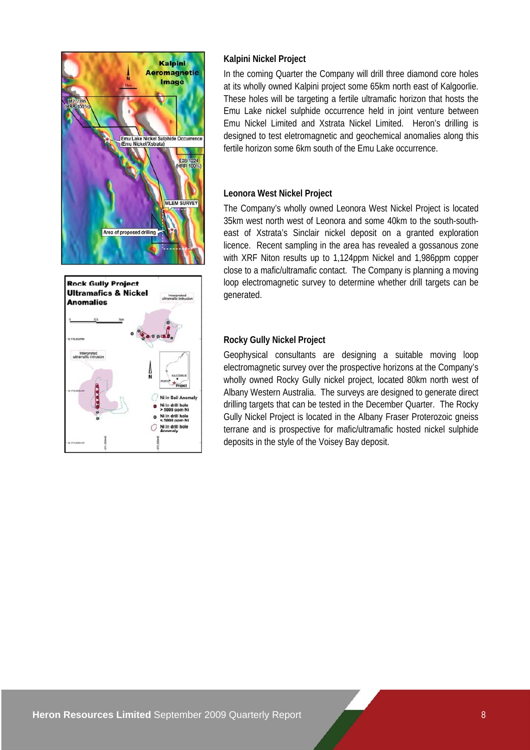## Kalpini Nickel Project

In the coming Quarter the Company will drill three diamond core holes at its wholly owned Kalpini project some 65km north east of Kalgoorlie. These holes will be targeting a fertile ultramafic horizon that hosts the Emu Lake nickel sulphide occurrence held in joint venture between Emu Nickel Limited and Xstrata Nickel Limited. Heron's drilling is designed to test eletromagnetic and geochemical anomalies along this fertile horizon some 6km south of the Emu Lake occurrence.

## Leonora West Nickel Project

The Company's wholly owned Leonora West Nickel Project is located 35km west north west of Leonora and some 40km to the south-south-east of Xstrata's Sinclair nickel deposit on a granted exploration licence. Recent sampling in the area has revealed a gossanous zone with XRF Niton results up to 1,124ppm Nickel and 1,986ppm copper close to a mafic/ultramafic contact. The Company is planning a moving loop electromagnetic survey to determine whether drill targets can be generated.

## Rocky Gully Nickel Project

Geophysical consultants are designing a suitable moving loop electromagnetic survey over the prospective horizons at the Company's wholly owned Rocky Gully nickel project, located 80km north west of Albany Western Australia. The surveys are designed to generate direct drilling targets that can be tested in the December Quarter. The Rocky Gully Nickel Project is located in the Albany Fraser Proterozoic gneiss terrane and is prospective for mafic/ultramafic hosted nickel sulphide deposits in the style of the Voisey Bay deposit.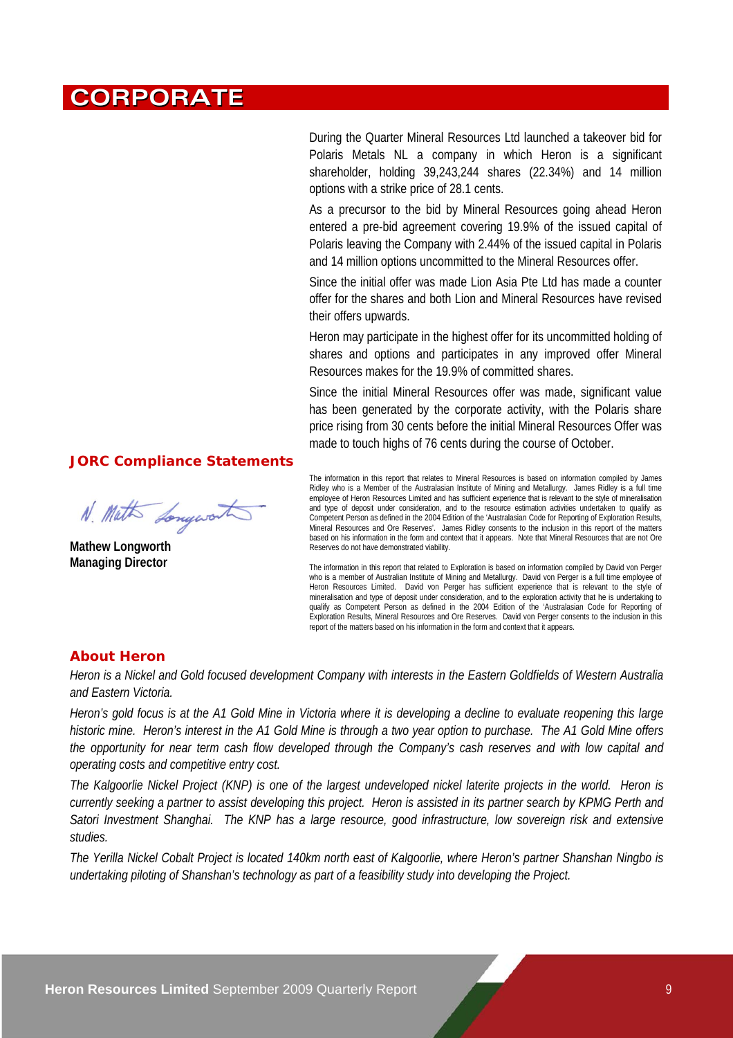# CORPORATE

During the Quarter Mineral Resources Ltd launched a takeover bid for Polaris Metals NL a company in which Heron is a significant shareholder, holding 39,243,244 shares (22.34%) and 14 million options with a strike price of 28.1 cents.

As a precursor to the bid by Mineral Resources going ahead Heron entered a pre-bid agreement covering 19.9% of the issued capital of Polaris leaving the Company with 2.44% of the issued capital in Polaris and 14 million options uncommitted to the Mineral Resources offer.

Since the initial offer was made Lion Asia Pte Ltd has made a counter offer for the shares and both Lion and Mineral Resources have revised their offers upwards.

Heron may participate in the highest offer for its uncommitted holding of shares and options and participates in any improved offer Mineral Resources makes for the 19.9% of committed shares.

Since the initial Mineral Resources offer was made, significant value has been generated by the corporate activity, with the Polaris share price rising from 30 cents before the initial Mineral Resources Offer was made to touch highs of 76 cents during the course of October.

**Mathew Longworth**
**Managing Director**

## JORC Compliance Statements

The information in this report that relates to Mineral Resources is based on information compiled by James Ridley who is a Member of the Australasian Institute of Mining and Metallurgy. James Ridley is a full time employee of Heron Resources Limited and has sufficient experience that is relevant to the style of mineralisation and type of deposit under consideration, and to the resource estimation activities undertaken to qualify as Competent Person as defined in the 2004 Edition of the 'Australasian Code for Reporting of Exploration Results, Mineral Resources and Ore Reserves'. James Ridley consents to the inclusion in this report of the matters based on his information in the form and context that it appears. Note that Mineral Resources that are not Ore Reserves do not have demonstrated viability.

The information in this report that related to Exploration is based on information compiled by David von Perger who is a member of Australian Institute of Mining and Metallurgy. David von Perger is a full time employee of Heron Resources Limited. David von Perger has sufficient experience that is relevant to the style of mineralisation and type of deposit under consideration, and to the exploration activity that he is undertaking to qualify as Competent Person as defined in the 2004 Edition of the 'Australasian Code for Reporting of Exploration Results, Mineral Resources and Ore Reserves. David von Perger consents to the inclusion in this report of the matters based on his information in the form and context that it appears.

## About Heron

*Heron is a Nickel and Gold focused development Company with interests in the Eastern Goldfields of Western Australia and Eastern Victoria.*

*Heron's gold focus is at the A1 Gold Mine in Victoria where it is developing a decline to evaluate reopening this large historic mine. Heron's interest in the A1 Gold Mine is through a two year option to purchase. The A1 Gold Mine offers the opportunity for near term cash flow developed through the Company's cash reserves and with low capital and operating costs and competitive entry cost.*

*The Kalgoorlie Nickel Project (KNP) is one of the largest undeveloped nickel laterite projects in the world. Heron is currently seeking a partner to assist developing this project. Heron is assisted in its partner search by KPMG Perth and Satori Investment Shanghai. The KNP has a large resource, good infrastructure, low sovereign risk and extensive studies.*

*The Yerilla Nickel Cobalt Project is located 140km north east of Kalgoorlie, where Heron's partner Shanshan Ningbo is undertaking piloting of Shanshan's technology as part of a feasibility study into developing the Project.*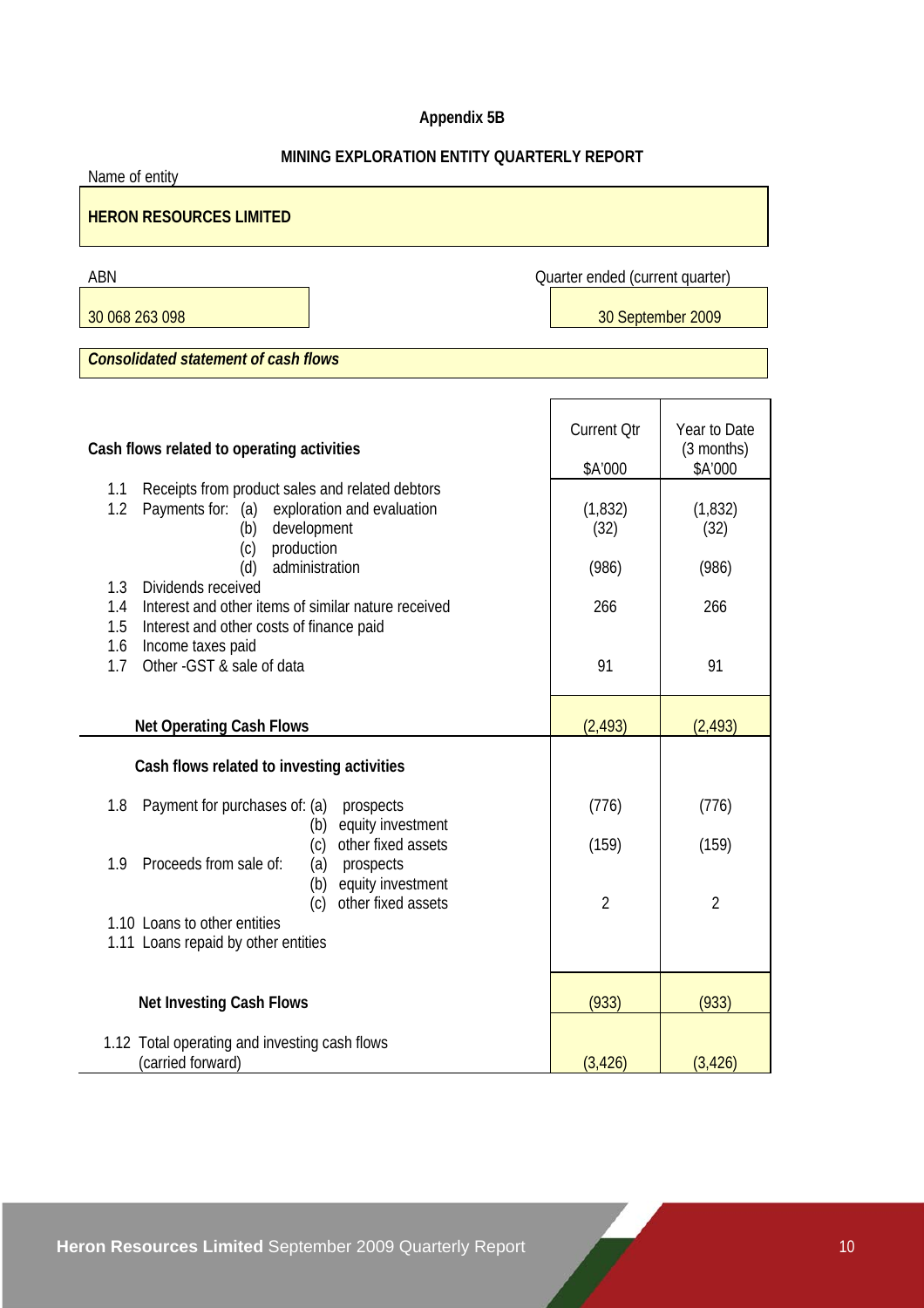# Appendix 5B

## MINING EXPLORATION ENTITY QUARTERLY REPORT

Name of entity

**HERON RESOURCES LIMITED**

| ABN | Quarter ended (current quarter) |
|---|---|
| 30 068 263 098 | 30 September 2009 |

***Consolidated statement of cash flows***

| Cash flows related to operating activities | Current Qtr $A'000 | Year to Date (3 months) $A'000 |
|---|---|---|
| 1.1 Receipts from product sales and related debtors | | |
| 1.2 Payments for: (a) exploration and evaluation | (1,832) | (1,832) |
| (b) development | (32) | (32) |
| (c) production | | |
| (d) administration | (986) | (986) |
| 1.3 Dividends received | | |
| 1.4 Interest and other items of similar nature received | 266 | 266 |
| 1.5 Interest and other costs of finance paid | | |
| 1.6 Income taxes paid | | |
| 1.7 Other -GST & sale of data | 91 | 91 |
| **Net Operating Cash Flows** | (2,493) | (2,493) |
| **Cash flows related to investing activities** | | |
| 1.8 Payment for purchases of: (a) prospects | (776) | (776) |
| (b) equity investment | | |
| (c) other fixed assets | (159) | (159) |
| 1.9 Proceeds from sale of: (a) prospects | | |
| (b) equity investment | | |
| (c) other fixed assets | 2 | 2 |
| 1.10 Loans to other entities | | |
| 1.11 Loans repaid by other entities | | |
| **Net Investing Cash Flows** | (933) | (933) |
| 1.12 Total operating and investing cash flows (carried forward) | (3,426) | (3,426) |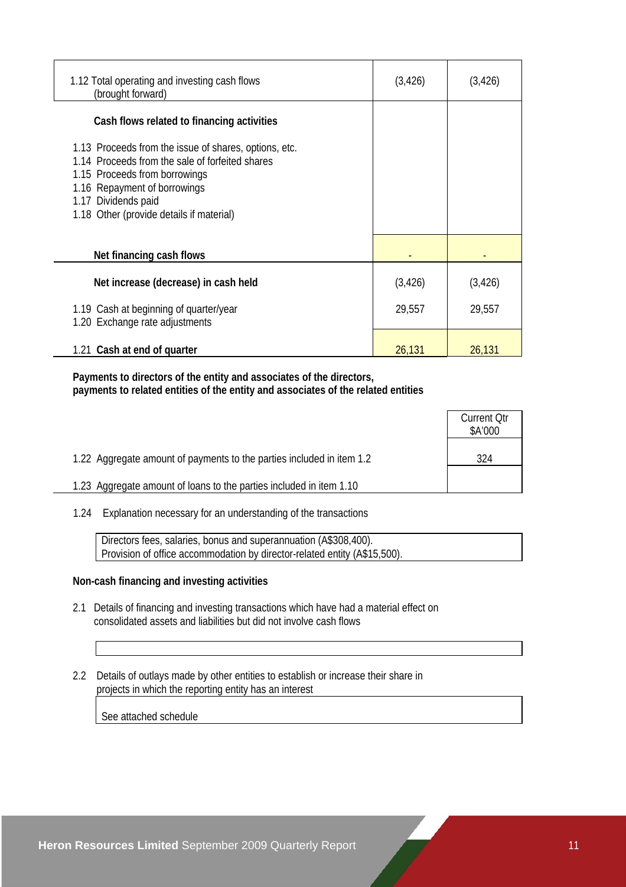| | | |
|---|---|---|
| 1.12 Total operating and investing cash flows (brought forward) | (3,426) | (3,426) |
| **Cash flows related to financing activities** | | |
| 1.13 Proceeds from the issue of shares, options, etc. | | |
| 1.14 Proceeds from the sale of forfeited shares | | |
| 1.15 Proceeds from borrowings | | |
| 1.16 Repayment of borrowings | | |
| 1.17 Dividends paid | | |
| 1.18 Other (provide details if material) | | |
| **Net financing cash flows** | - | - |
| **Net increase (decrease) in cash held** | (3,426) | (3,426) |
| 1.19 Cash at beginning of quarter/year | 29,557 | 29,557 |
| 1.20 Exchange rate adjustments | | |
| 1.21 **Cash at end of quarter** | 26,131 | 26,131 |

**Payments to directors of the entity and associates of the directors, payments to related entities of the entity and associates of the related entities**

| | Current Qtr $A'000 |
|---|---|
| 1.22 Aggregate amount of payments to the parties included in item 1.2 | 324 |
| 1.23 Aggregate amount of loans to the parties included in item 1.10 | |

1.24 Explanation necessary for an understanding of the transactions

Directors fees, salaries, bonus and superannuation (A$308,400).
Provision of office accommodation by director-related entity (A$15,500).

**Non-cash financing and investing activities**

2.1 Details of financing and investing transactions which have had a material effect on consolidated assets and liabilities but did not involve cash flows

2.2 Details of outlays made by other entities to establish or increase their share in projects in which the reporting entity has an interest

See attached schedule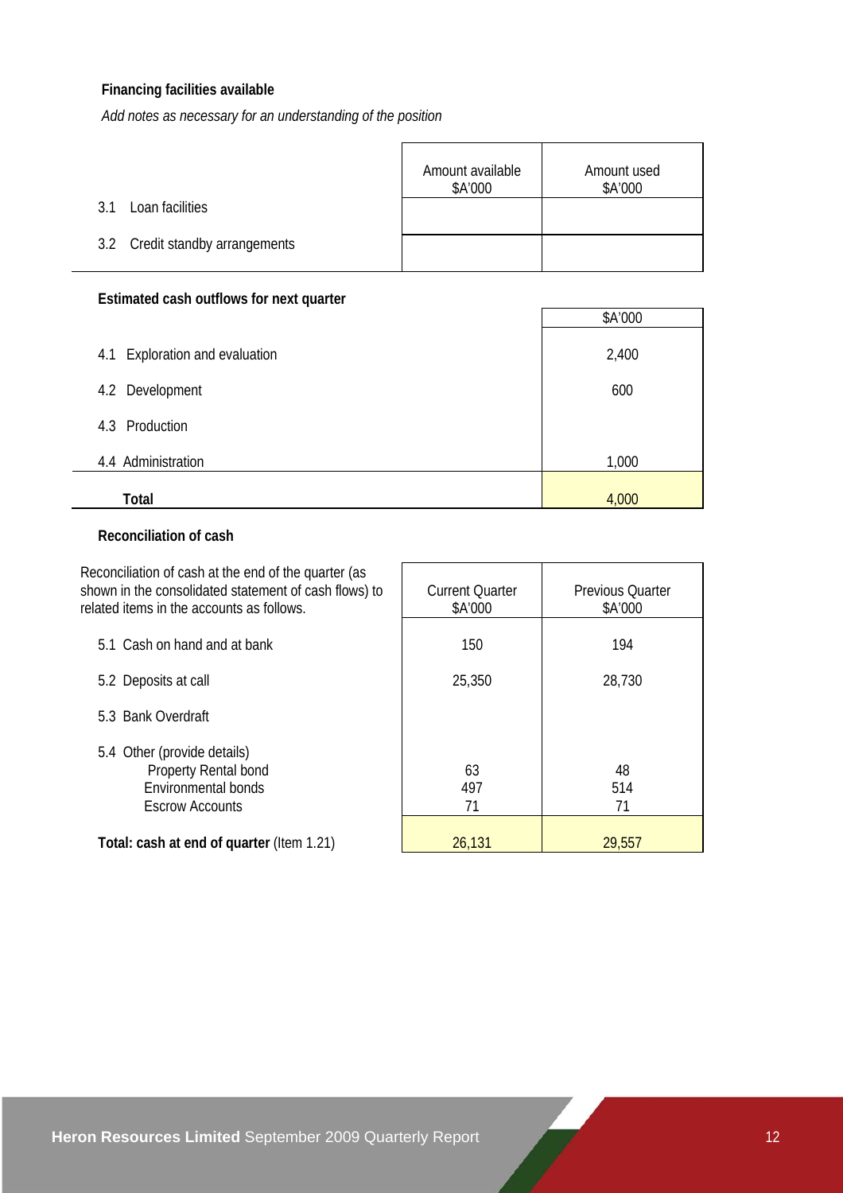**Financing facilities available**

*Add notes as necessary for an understanding of the position*

| | Amount available $A'000 | Amount used $A'000 |
|---|---|---|
| 3.1 Loan facilities | | |
| 3.2 Credit standby arrangements | | |

**Estimated cash outflows for next quarter**

| | $A'000 |
|---|---|
| 4.1 Exploration and evaluation | 2,400 |
| 4.2 Development | 600 |
| 4.3 Production | |
| 4.4 Administration | 1,000 |
| **Total** | 4,000 |

**Reconciliation of cash**

| Reconciliation of cash at the end of the quarter (as shown in the consolidated statement of cash flows) to related items in the accounts as follows. | Current Quarter $A'000 | Previous Quarter $A'000 |
|---|---|---|
| 5.1 Cash on hand and at bank | 150 | 194 |
| 5.2 Deposits at call | 25,350 | 28,730 |
| 5.3 Bank Overdraft | | |
| 5.4 Other (provide details) | | |
| Property Rental bond | 63 | 48 |
| Environmental bonds | 497 | 514 |
| Escrow Accounts | 71 | 71 |
| **Total: cash at end of quarter** (Item 1.21) | 26,131 | 29,557 |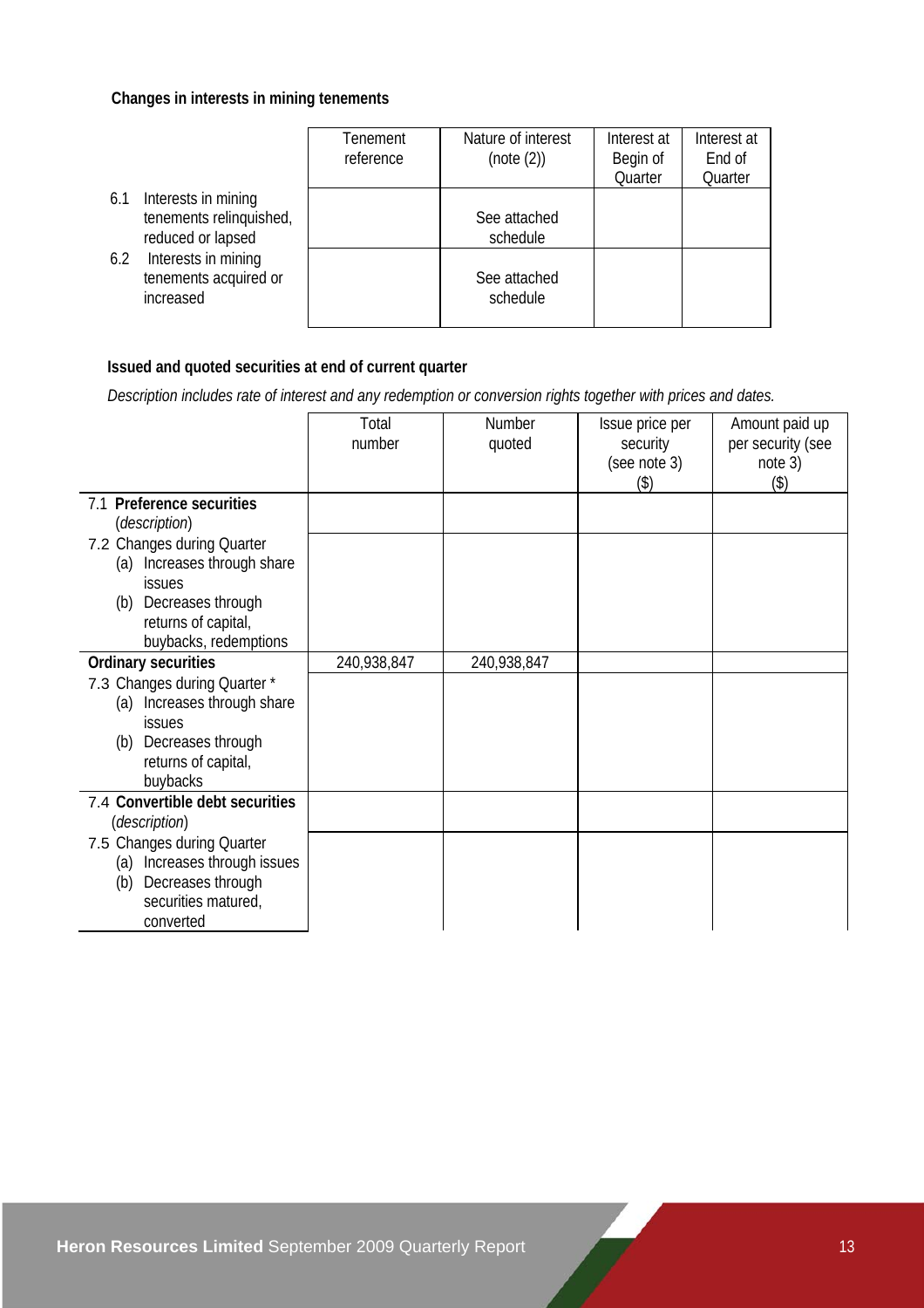**Changes in interests in mining tenements**

| | Tenement reference | Nature of interest (note (2)) | Interest at Begin of Quarter | Interest at End of Quarter |
|---|---|---|---|---|
| 6.1 Interests in mining tenements relinquished, reduced or lapsed | | See attached schedule | | |
| 6.2 Interests in mining tenements acquired or increased | | See attached schedule | | |

**Issued and quoted securities at end of current quarter**

*Description includes rate of interest and any redemption or conversion rights together with prices and dates.*

| | Total number | Number quoted | Issue price per security (see note 3) ($) | Amount paid up per security (see note 3) ($) |
|---|---|---|---|---|
| 7.1 **Preference securities** (*description*) | | | | |
| 7.2 Changes during Quarter (a) Increases through share issues (b) Decreases through returns of capital, buybacks, redemptions | | | | |
| **Ordinary securities** | 240,938,847 | 240,938,847 | | |
| 7.3 Changes during Quarter * (a) Increases through share issues (b) Decreases through returns of capital, buybacks | | | | |
| 7.4 **Convertible debt securities** (*description*) | | | | |
| 7.5 Changes during Quarter (a) Increases through issues (b) Decreases through securities matured, converted | | | | |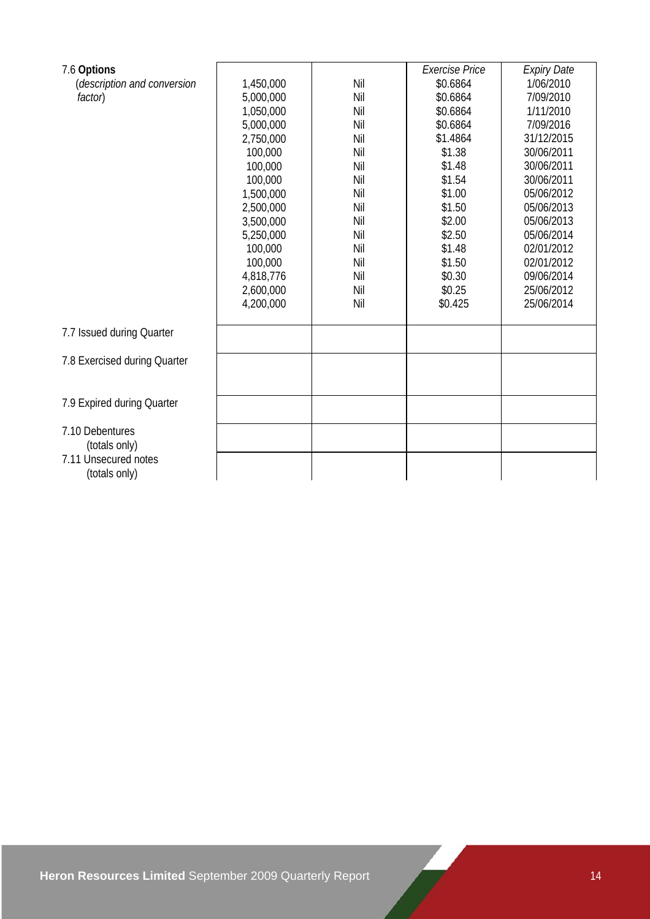| | | | Exercise Price | Expiry Date |
|---|---|---|---|---|
| 7.6 **Options** (*description and conversion factor*) | 1,450,000 | Nil | $0.6864 | 1/06/2010 |
| | 5,000,000 | Nil | $0.6864 | 7/09/2010 |
| | 1,050,000 | Nil | $0.6864 | 1/11/2010 |
| | 5,000,000 | Nil | $0.6864 | 7/09/2016 |
| | 2,750,000 | Nil | $1.4864 | 31/12/2015 |
| | 100,000 | Nil | $1.38 | 30/06/2011 |
| | 100,000 | Nil | $1.48 | 30/06/2011 |
| | 100,000 | Nil | $1.54 | 30/06/2011 |
| | 1,500,000 | Nil | $1.00 | 05/06/2012 |
| | 2,500,000 | Nil | $1.50 | 05/06/2013 |
| | 3,500,000 | Nil | $2.00 | 05/06/2013 |
| | 5,250,000 | Nil | $2.50 | 05/06/2014 |
| | 100,000 | Nil | $1.48 | 02/01/2012 |
| | 100,000 | Nil | $1.50 | 02/01/2012 |
| | 4,818,776 | Nil | $0.30 | 09/06/2014 |
| | 2,600,000 | Nil | $0.25 | 25/06/2012 |
| | 4,200,000 | Nil | $0.425 | 25/06/2014 |
| 7.7 Issued during Quarter | | | | |
| 7.8 Exercised during Quarter | | | | |
| 7.9 Expired during Quarter | | | | |
| 7.10 Debentures (totals only) | | | | |
| 7.11 Unsecured notes (totals only) | | | | |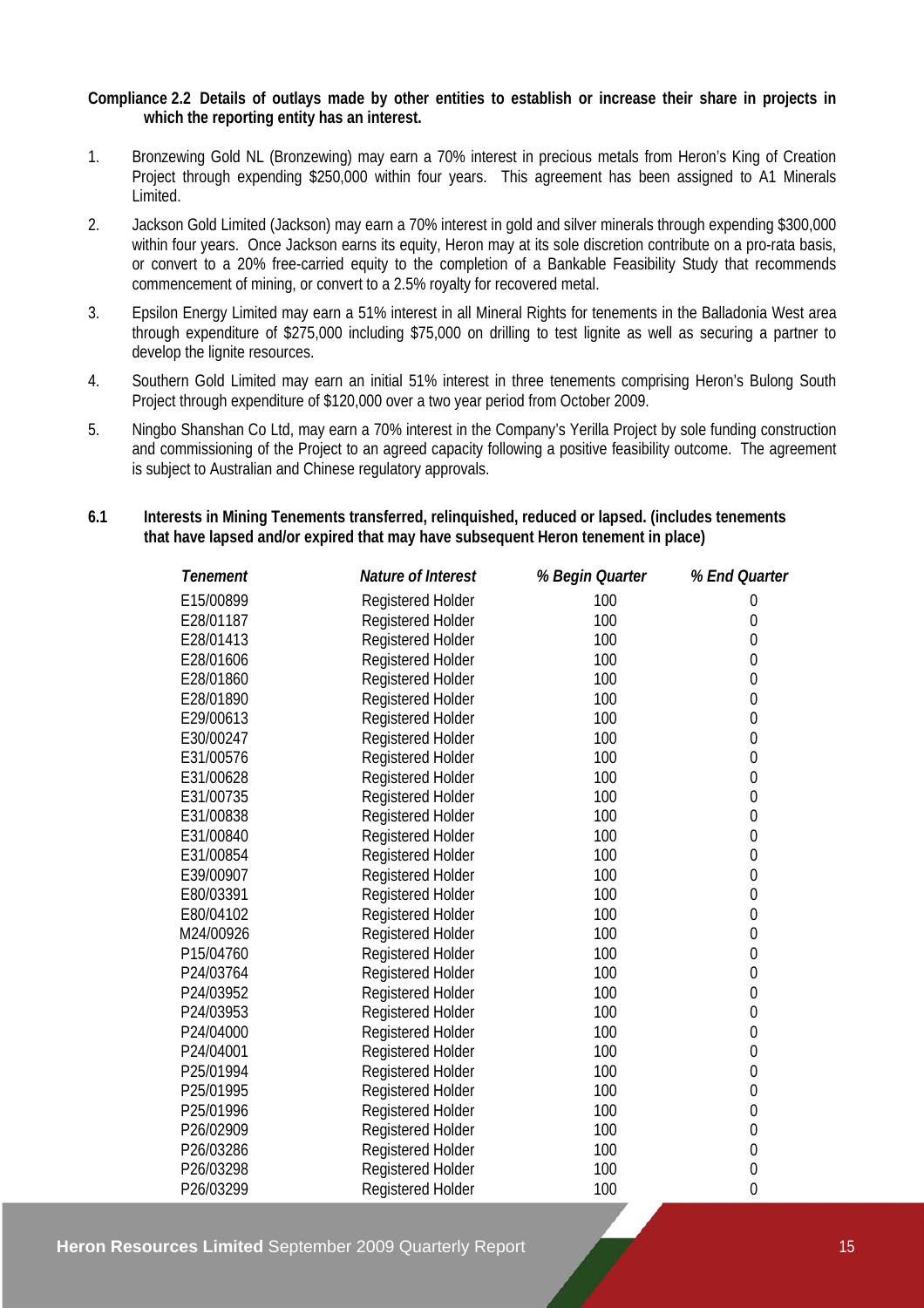**Compliance 2.2 Details of outlays made by other entities to establish or increase their share in projects in which the reporting entity has an interest.**

1. Bronzewing Gold NL (Bronzewing) may earn a 70% interest in precious metals from Heron's King of Creation Project through expending $250,000 within four years. This agreement has been assigned to A1 Minerals Limited.
2. Jackson Gold Limited (Jackson) may earn a 70% interest in gold and silver minerals through expending $300,000 within four years. Once Jackson earns its equity, Heron may at its sole discretion contribute on a pro-rata basis, or convert to a 20% free-carried equity to the completion of a Bankable Feasibility Study that recommends commencement of mining, or convert to a 2.5% royalty for recovered metal.
3. Epsilon Energy Limited may earn a 51% interest in all Mineral Rights for tenements in the Balladonia West area through expenditure of $275,000 including $75,000 on drilling to test lignite as well as securing a partner to develop the lignite resources.
4. Southern Gold Limited may earn an initial 51% interest in three tenements comprising Heron's Bulong South Project through expenditure of $120,000 over a two year period from October 2009.
5. Ningbo Shanshan Co Ltd, may earn a 70% interest in the Company's Yerilla Project by sole funding construction and commissioning of the Project to an agreed capacity following a positive feasibility outcome. The agreement is subject to Australian and Chinese regulatory approvals.

**6.1 Interests in Mining Tenements transferred, relinquished, reduced or lapsed. (includes tenements that have lapsed and/or expired that may have subsequent Heron tenement in place)**

| *Tenement* | *Nature of Interest* | *% Begin Quarter* | *% End Quarter* |
|---|---|---|---|
| E15/00899 | Registered Holder | 100 | 0 |
| E28/01187 | Registered Holder | 100 | 0 |
| E28/01413 | Registered Holder | 100 | 0 |
| E28/01606 | Registered Holder | 100 | 0 |
| E28/01860 | Registered Holder | 100 | 0 |
| E28/01890 | Registered Holder | 100 | 0 |
| E29/00613 | Registered Holder | 100 | 0 |
| E30/00247 | Registered Holder | 100 | 0 |
| E31/00576 | Registered Holder | 100 | 0 |
| E31/00628 | Registered Holder | 100 | 0 |
| E31/00735 | Registered Holder | 100 | 0 |
| E31/00838 | Registered Holder | 100 | 0 |
| E31/00840 | Registered Holder | 100 | 0 |
| E31/00854 | Registered Holder | 100 | 0 |
| E39/00907 | Registered Holder | 100 | 0 |
| E80/03391 | Registered Holder | 100 | 0 |
| E80/04102 | Registered Holder | 100 | 0 |
| M24/00926 | Registered Holder | 100 | 0 |
| P15/04760 | Registered Holder | 100 | 0 |
| P24/03764 | Registered Holder | 100 | 0 |
| P24/03952 | Registered Holder | 100 | 0 |
| P24/03953 | Registered Holder | 100 | 0 |
| P24/04000 | Registered Holder | 100 | 0 |
| P24/04001 | Registered Holder | 100 | 0 |
| P25/01994 | Registered Holder | 100 | 0 |
| P25/01995 | Registered Holder | 100 | 0 |
| P25/01996 | Registered Holder | 100 | 0 |
| P26/02909 | Registered Holder | 100 | 0 |
| P26/03286 | Registered Holder | 100 | 0 |
| P26/03298 | Registered Holder | 100 | 0 |
| P26/03299 | Registered Holder | 100 | 0 |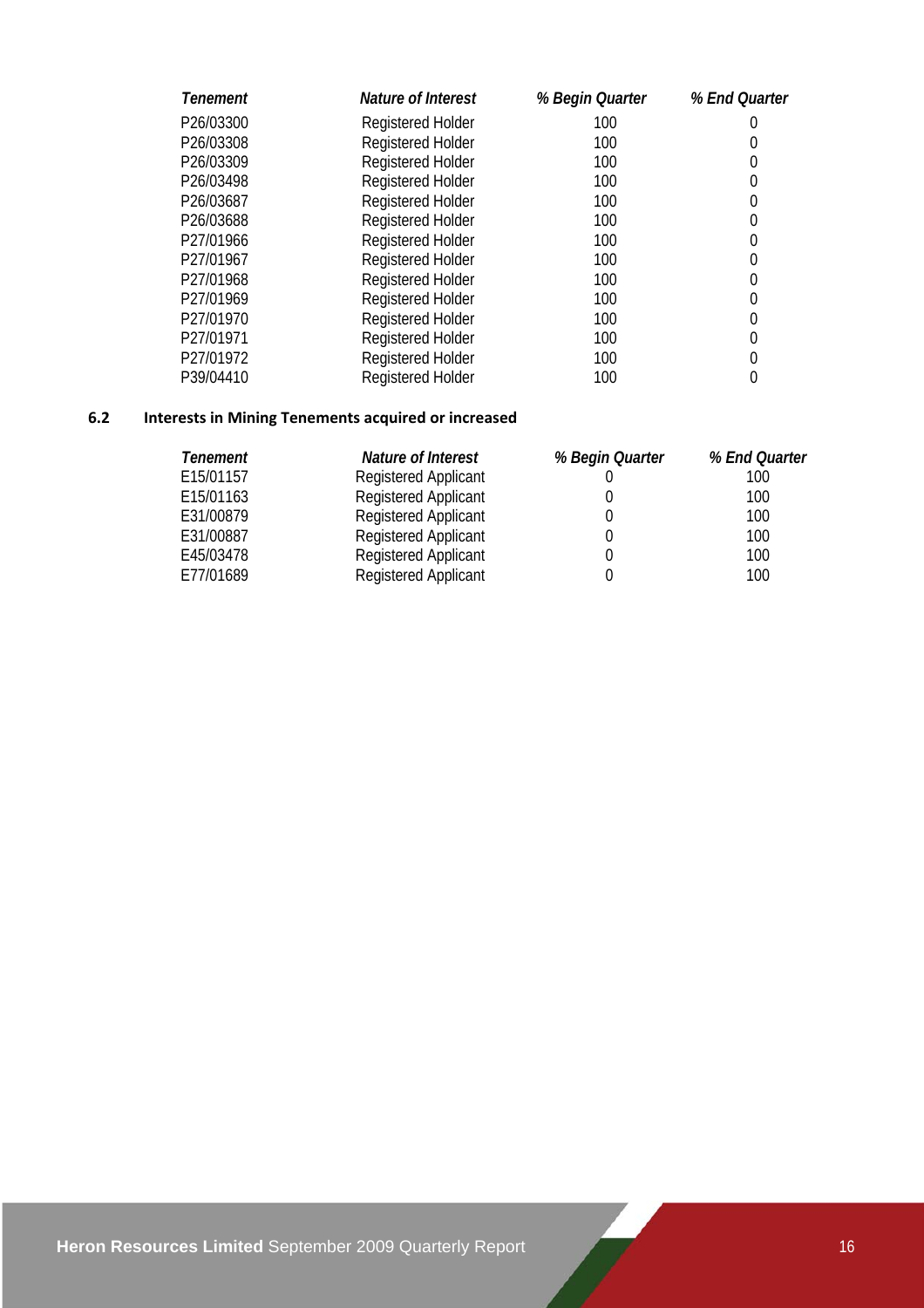| *Tenement* | *Nature of Interest* | *% Begin Quarter* | *% End Quarter* |
|---|---|---|---|
| P26/03300 | Registered Holder | 100 | 0 |
| P26/03308 | Registered Holder | 100 | 0 |
| P26/03309 | Registered Holder | 100 | 0 |
| P26/03498 | Registered Holder | 100 | 0 |
| P26/03687 | Registered Holder | 100 | 0 |
| P26/03688 | Registered Holder | 100 | 0 |
| P27/01966 | Registered Holder | 100 | 0 |
| P27/01967 | Registered Holder | 100 | 0 |
| P27/01968 | Registered Holder | 100 | 0 |
| P27/01969 | Registered Holder | 100 | 0 |
| P27/01970 | Registered Holder | 100 | 0 |
| P27/01971 | Registered Holder | 100 | 0 |
| P27/01972 | Registered Holder | 100 | 0 |
| P39/04410 | Registered Holder | 100 | 0 |

### 6.2 Interests in Mining Tenements acquired or increased

| *Tenement* | *Nature of Interest* | *% Begin Quarter* | *% End Quarter* |
|---|---|---|---|
| E15/01157 | Registered Applicant | 0 | 100 |
| E15/01163 | Registered Applicant | 0 | 100 |
| E31/00879 | Registered Applicant | 0 | 100 |
| E31/00887 | Registered Applicant | 0 | 100 |
| E45/03478 | Registered Applicant | 0 | 100 |
| E77/01689 | Registered Applicant | 0 | 100 |